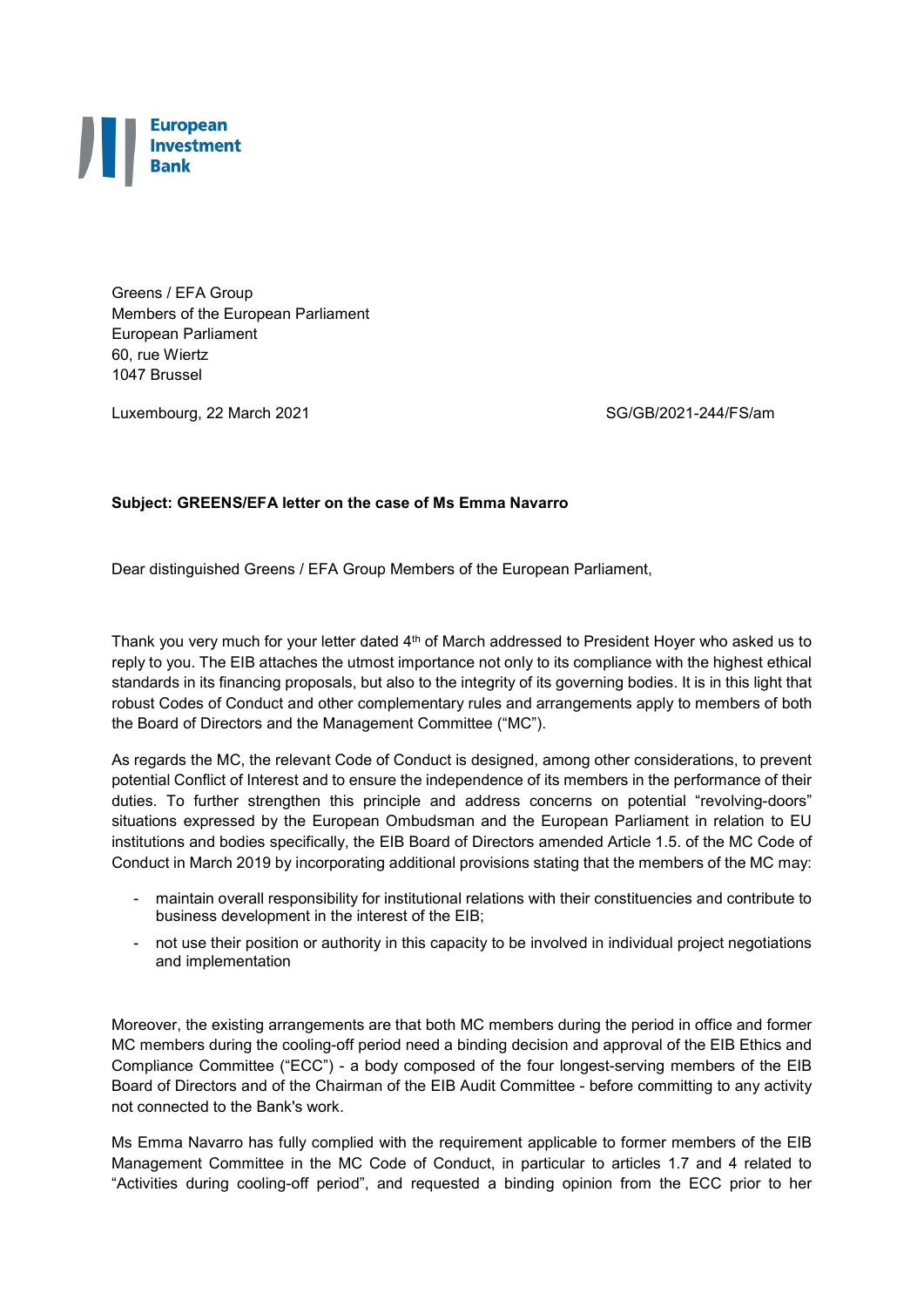European
Investment
Bank

Greens / EFA Group
Members of the European Parliament
European Parliament
60, rue Wiertz
1047 Brussel

Luxembourg, 22 March 2021 SG/GB/2021-244/FS/am

**Subject: GREENS/EFA letter on the case of Ms Emma Navarro**

Dear distinguished Greens / EFA Group Members of the European Parliament,

Thank you very much for your letter dated 4th of March addressed to President Hoyer who asked us to reply to you. The EIB attaches the utmost importance not only to its compliance with the highest ethical standards in its financing proposals, but also to the integrity of its governing bodies. It is in this light that robust Codes of Conduct and other complementary rules and arrangements apply to members of both the Board of Directors and the Management Committee ("MC").

As regards the MC, the relevant Code of Conduct is designed, among other considerations, to prevent potential Conflict of Interest and to ensure the independence of its members in the performance of their duties. To further strengthen this principle and address concerns on potential "revolving-doors" situations expressed by the European Ombudsman and the European Parliament in relation to EU institutions and bodies specifically, the EIB Board of Directors amended Article 1.5. of the MC Code of Conduct in March 2019 by incorporating additional provisions stating that the members of the MC may:

- maintain overall responsibility for institutional relations with their constituencies and contribute to business development in the interest of the EIB;
- not use their position or authority in this capacity to be involved in individual project negotiations and implementation

Moreover, the existing arrangements are that both MC members during the period in office and former MC members during the cooling-off period need a binding decision and approval of the EIB Ethics and Compliance Committee ("ECC") - a body composed of the four longest-serving members of the EIB Board of Directors and of the Chairman of the EIB Audit Committee - before committing to any activity not connected to the Bank's work.

Ms Emma Navarro has fully complied with the requirement applicable to former members of the EIB Management Committee in the MC Code of Conduct, in particular to articles 1.7 and 4 related to "Activities during cooling-off period", and requested a binding opinion from the ECC prior to her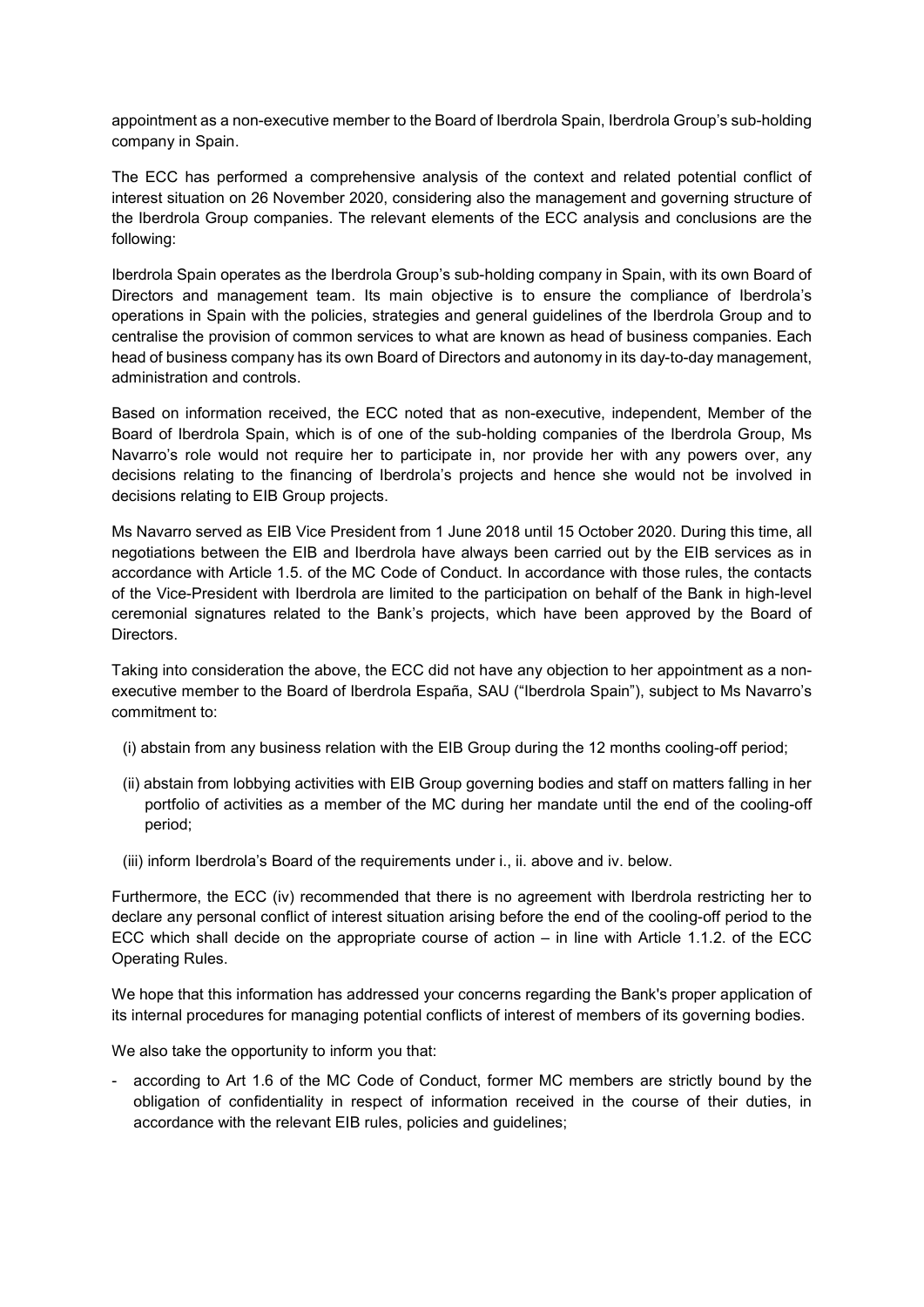appointment as a non-executive member to the Board of Iberdrola Spain, Iberdrola Group's sub-holding company in Spain.

The ECC has performed a comprehensive analysis of the context and related potential conflict of interest situation on 26 November 2020, considering also the management and governing structure of the Iberdrola Group companies. The relevant elements of the ECC analysis and conclusions are the following:

Iberdrola Spain operates as the Iberdrola Group's sub-holding company in Spain, with its own Board of Directors and management team. Its main objective is to ensure the compliance of Iberdrola's operations in Spain with the policies, strategies and general guidelines of the Iberdrola Group and to centralise the provision of common services to what are known as head of business companies. Each head of business company has its own Board of Directors and autonomy in its day-to-day management, administration and controls.

Based on information received, the ECC noted that as non-executive, independent, Member of the Board of Iberdrola Spain, which is of one of the sub-holding companies of the Iberdrola Group, Ms Navarro's role would not require her to participate in, nor provide her with any powers over, any decisions relating to the financing of Iberdrola's projects and hence she would not be involved in decisions relating to EIB Group projects.

Ms Navarro served as EIB Vice President from 1 June 2018 until 15 October 2020. During this time, all negotiations between the EIB and Iberdrola have always been carried out by the EIB services as in accordance with Article 1.5. of the MC Code of Conduct. In accordance with those rules, the contacts of the Vice-President with Iberdrola are limited to the participation on behalf of the Bank in high-level ceremonial signatures related to the Bank's projects, which have been approved by the Board of Directors.

Taking into consideration the above, the ECC did not have any objection to her appointment as a non-executive member to the Board of Iberdrola España, SAU ("Iberdrola Spain"), subject to Ms Navarro's commitment to:

(i) abstain from any business relation with the EIB Group during the 12 months cooling-off period;

(ii) abstain from lobbying activities with EIB Group governing bodies and staff on matters falling in her portfolio of activities as a member of the MC during her mandate until the end of the cooling-off period;

(iii) inform Iberdrola's Board of the requirements under i., ii. above and iv. below.

Furthermore, the ECC (iv) recommended that there is no agreement with Iberdrola restricting her to declare any personal conflict of interest situation arising before the end of the cooling-off period to the ECC which shall decide on the appropriate course of action – in line with Article 1.1.2. of the ECC Operating Rules.

We hope that this information has addressed your concerns regarding the Bank's proper application of its internal procedures for managing potential conflicts of interest of members of its governing bodies.

We also take the opportunity to inform you that:

- according to Art 1.6 of the MC Code of Conduct, former MC members are strictly bound by the obligation of confidentiality in respect of information received in the course of their duties, in accordance with the relevant EIB rules, policies and guidelines;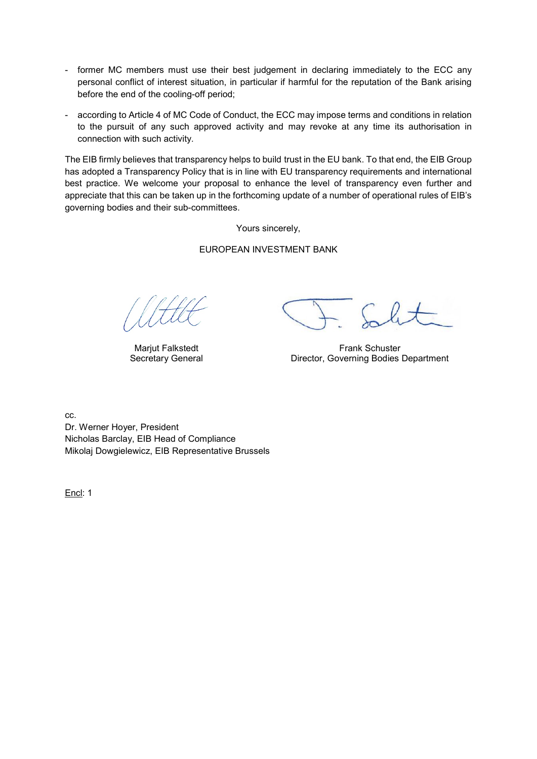- former MC members must use their best judgement in declaring immediately to the ECC any personal conflict of interest situation, in particular if harmful for the reputation of the Bank arising before the end of the cooling-off period;
- according to Article 4 of MC Code of Conduct, the ECC may impose terms and conditions in relation to the pursuit of any such approved activity and may revoke at any time its authorisation in connection with such activity.

The EIB firmly believes that transparency helps to build trust in the EU bank. To that end, the EIB Group has adopted a Transparency Policy that is in line with EU transparency requirements and international best practice. We welcome your proposal to enhance the level of transparency even further and appreciate that this can be taken up in the forthcoming update of a number of operational rules of EIB's governing bodies and their sub-committees.

Yours sincerely,

EUROPEAN INVESTMENT BANK

Marjut Falkstedt
Secretary General

Frank Schuster
Director, Governing Bodies Department

cc.
Dr. Werner Hoyer, President
Nicholas Barclay, EIB Head of Compliance
Mikolaj Dowgielewicz, EIB Representative Brussels

Encl: 1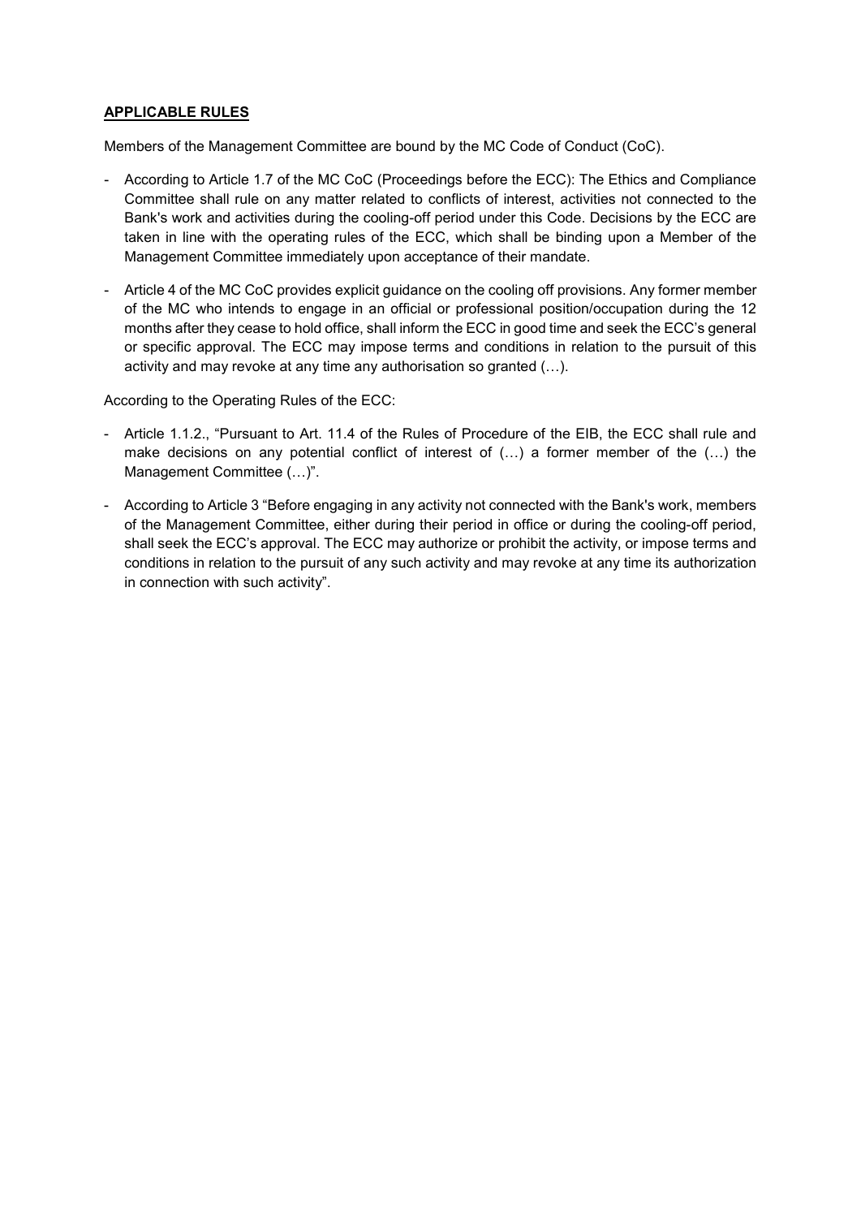**APPLICABLE RULES**

Members of the Management Committee are bound by the MC Code of Conduct (CoC).

- According to Article 1.7 of the MC CoC (Proceedings before the ECC): The Ethics and Compliance Committee shall rule on any matter related to conflicts of interest, activities not connected to the Bank's work and activities during the cooling-off period under this Code. Decisions by the ECC are taken in line with the operating rules of the ECC, which shall be binding upon a Member of the Management Committee immediately upon acceptance of their mandate.
- Article 4 of the MC CoC provides explicit guidance on the cooling off provisions. Any former member of the MC who intends to engage in an official or professional position/occupation during the 12 months after they cease to hold office, shall inform the ECC in good time and seek the ECC's general or specific approval. The ECC may impose terms and conditions in relation to the pursuit of this activity and may revoke at any time any authorisation so granted (…).

According to the Operating Rules of the ECC:

- Article 1.1.2., "Pursuant to Art. 11.4 of the Rules of Procedure of the EIB, the ECC shall rule and make decisions on any potential conflict of interest of (…) a former member of the (…) the Management Committee (…)".
- According to Article 3 "Before engaging in any activity not connected with the Bank's work, members of the Management Committee, either during their period in office or during the cooling-off period, shall seek the ECC's approval. The ECC may authorize or prohibit the activity, or impose terms and conditions in relation to the pursuit of any such activity and may revoke at any time its authorization in connection with such activity".